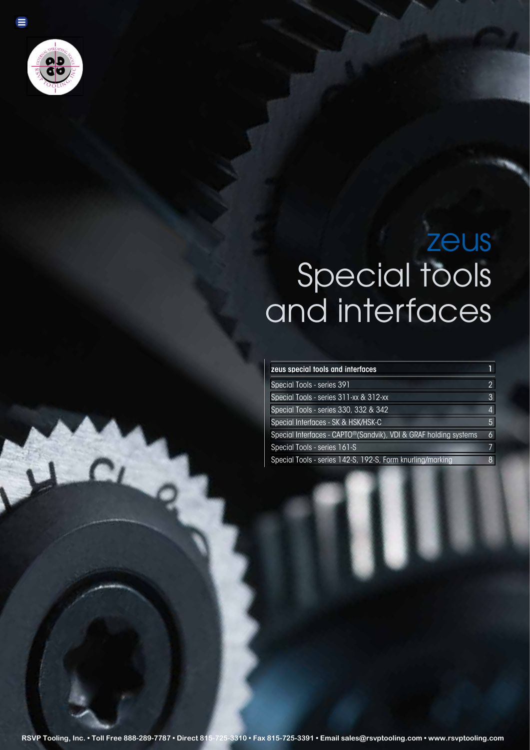# zeus

# Special tools and interfaces

| zeus special tools and interfaces | 1 |
| --- | --- |
| Special Tools - series 391 | 2 |
| Special Tools - series 311-xx & 312-xx | 3 |
| Special Tools - series 330, 332 & 342 | 4 |
| Special Interfaces - SK & HSK/HSK-C | 5 |
| Special Interfaces - CAPTO®(Sandvik), VDI & GRAF holding systems | 6 |
| Special Tools - series 161-S | 7 |
| Special Tools - series 142-S, 192-S, Form knurling/marking | 8 |

RSVP Tooling, Inc. • Toll Free 888-289-7787 • Direct 815-725-3310 • Fax 815-725-3391 • Email sales@rsvptooling.com • www.rsvptooling.com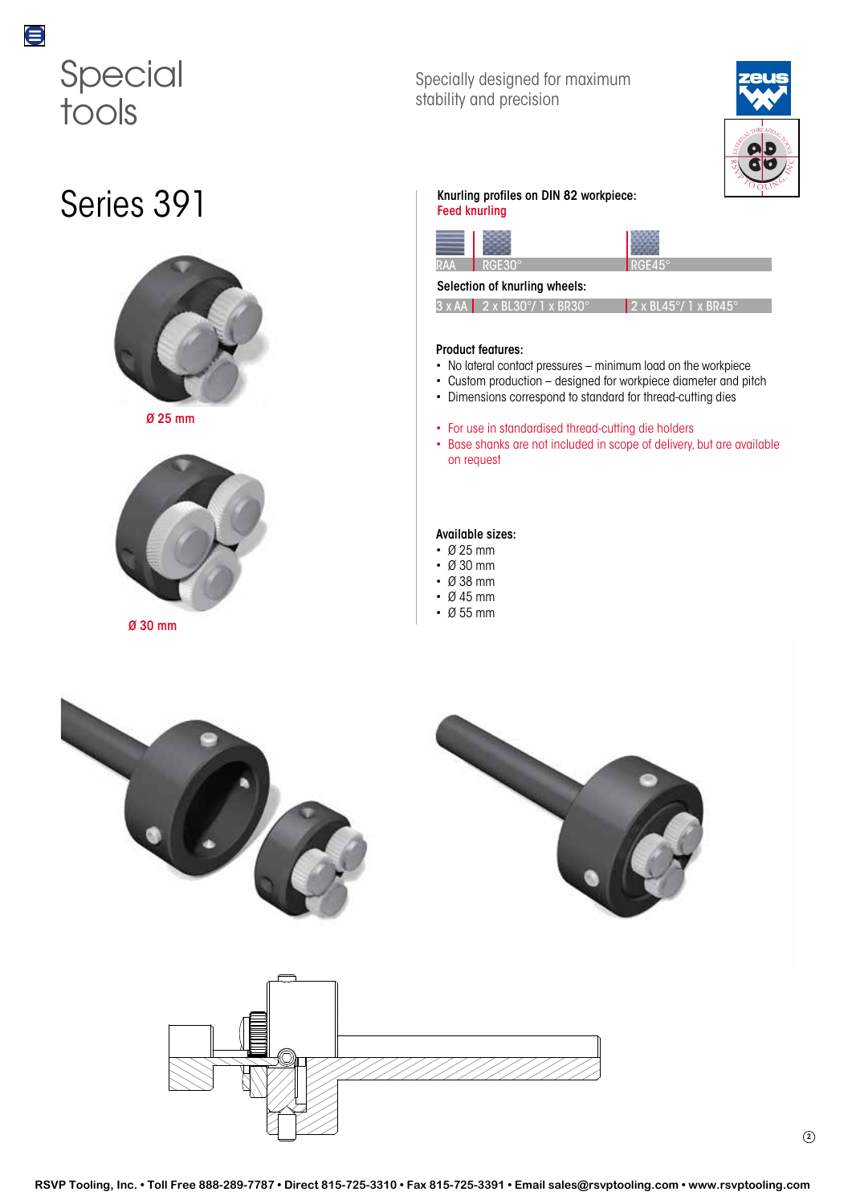# Special tools

Specially designed for maximum stability and precision

## Series 391

Ø 25 mm

Ø 30 mm

**Knurling profiles on DIN 82 workpiece:**
Feed knurling

| RAA | RGE30° | RGE45° |
|---|---|---|

**Selection of knurling wheels:**

| 3 x AA | 2 x BL30°/ 1 x BR30° | 2 x BL45°/ 1 x BR45° |
|---|---|---|

**Product features:**

- No lateral contact pressures – minimum load on the workpiece
- Custom production – designed for workpiece diameter and pitch
- Dimensions correspond to standard for thread-cutting dies

- For use in standardised thread-cutting die holders
- Base shanks are not included in scope of delivery, but are available on request

**Available sizes:**

- Ø 25 mm
- Ø 30 mm
- Ø 38 mm
- Ø 45 mm
- Ø 55 mm

RSVP Tooling, Inc. • Toll Free 888-289-7787 • Direct 815-725-3310 • Fax 815-725-3291 • Email sales@rsvptooling.com • www.rsvptooling.com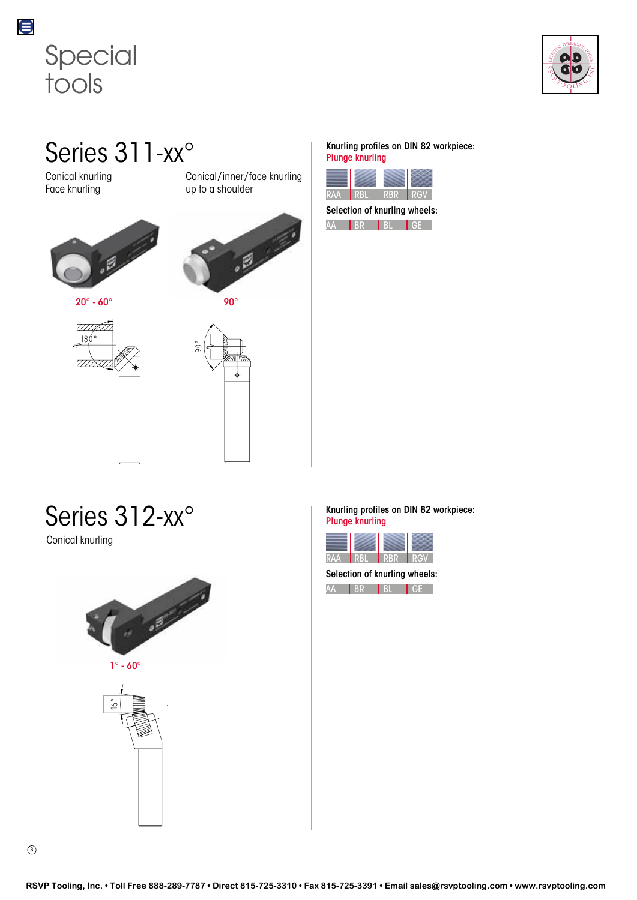# Special tools

## Series 311-xx°

Conical knurling
Face knurling

Conical/inner/face knurling
up to a shoulder

20° - 60°

90°

**Knurling profiles on DIN 82 workpiece:**
Plunge knurling

| RAA | RBL | RBR | RGV |
|---|---|---|---|

**Selection of knurling wheels:**

| AA | BR | BL | GE |
|---|---|---|---|

## Series 312-xx°

Conical knurling

1° - 60°

**Knurling profiles on DIN 82 workpiece:**
Plunge knurling

| RAA | RBL | RBR | RGV |
|---|---|---|---|

**Selection of knurling wheels:**

| AA | BR | BL | GE |
|---|---|---|---|

RSVP Tooling, Inc. • Toll Free 888-289-7787 • Direct 815-725-3310 • Fax 815-725-3391 • Email sales@rsvptooling.com • www.rsvptooling.com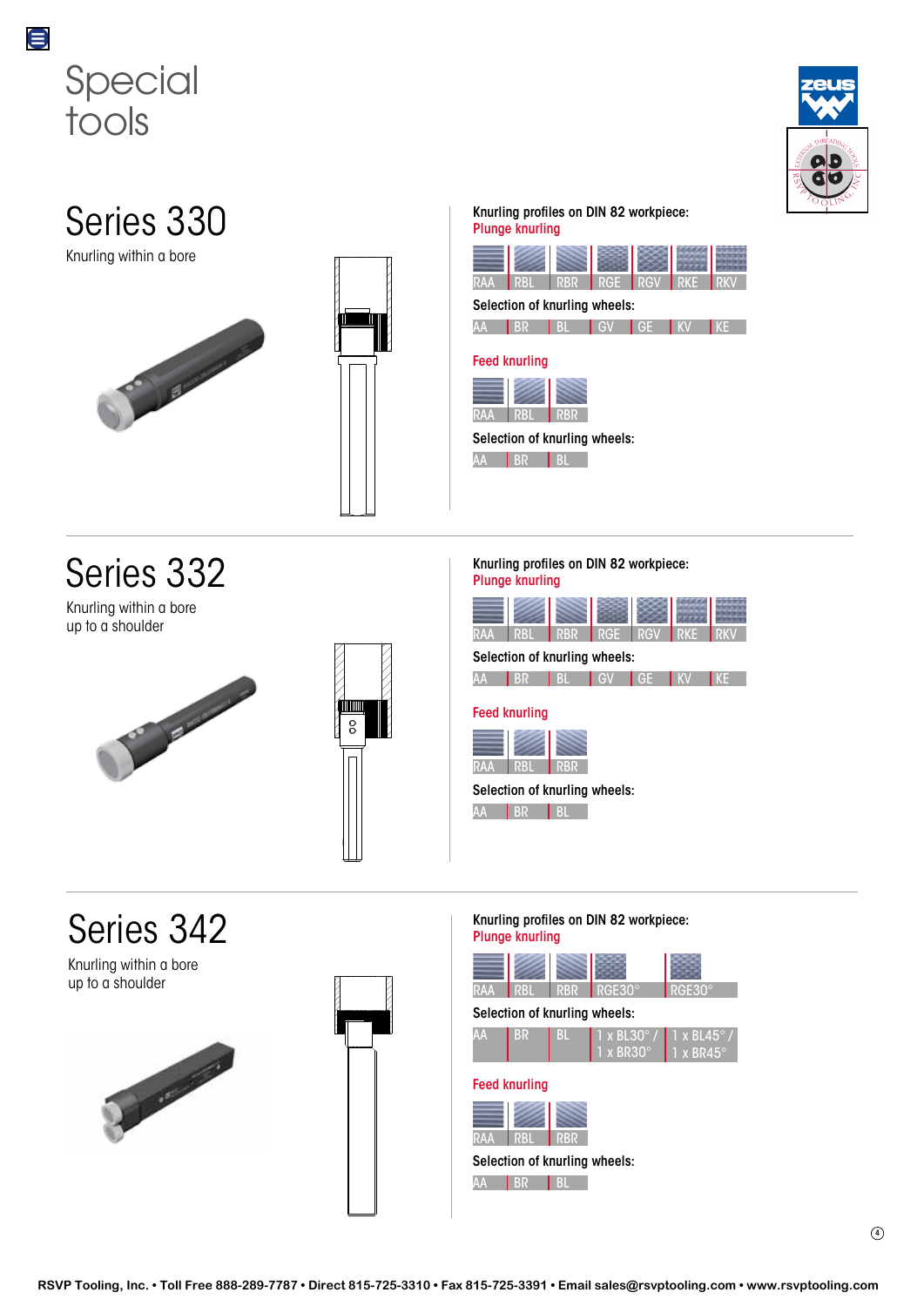# Special tools

## Series 330

Knurling within a bore

**Knurling profiles on DIN 82 workpiece:**

Plunge knurling

| RAA | RBL | RBR | RGE | RGV | RKE | RKV |
|---|---|---|---|---|---|---|

**Selection of knurling wheels:**

| AA | BR | BL | GV | GE | KV | KE |
|---|---|---|---|---|---|---|

Feed knurling

| RAA | RBL | RBR |
|---|---|---|

**Selection of knurling wheels:**

| AA | BR | BL |
|---|---|---|

## Series 332

Knurling within a bore
up to a shoulder

**Knurling profiles on DIN 82 workpiece:**

Plunge knurling

| RAA | RBL | RBR | RGE | RGV | RKE | RKV |
|---|---|---|---|---|---|---|

**Selection of knurling wheels:**

| AA | BR | BL | GV | GE | KV | KE |
|---|---|---|---|---|---|---|

Feed knurling

| RAA | RBL | RBR |
|---|---|---|

**Selection of knurling wheels:**

| AA | BR | BL |
|---|---|---|

## Series 342

Knurling within a bore
up to a shoulder

**Knurling profiles on DIN 82 workpiece:**

Plunge knurling

| RAA | RBL | RBR | RGE30° | RGE30° |
|---|---|---|---|---|

**Selection of knurling wheels:**

| AA | BR | BL | 1 x BL30° / 1 x BR30° | 1 x BL45° / 1 x BR45° |
|---|---|---|---|---|

Feed knurling

| RAA | RBL | RBR |
|---|---|---|

**Selection of knurling wheels:**

| AA | BR | BL |
|---|---|---|

RSVP Tooling, Inc. • Toll Free 888-289-7787 • Direct 815-725-3310 • Fax 815-725-3391 • Email sales@rsvptooling.com • www.rsvptooling.com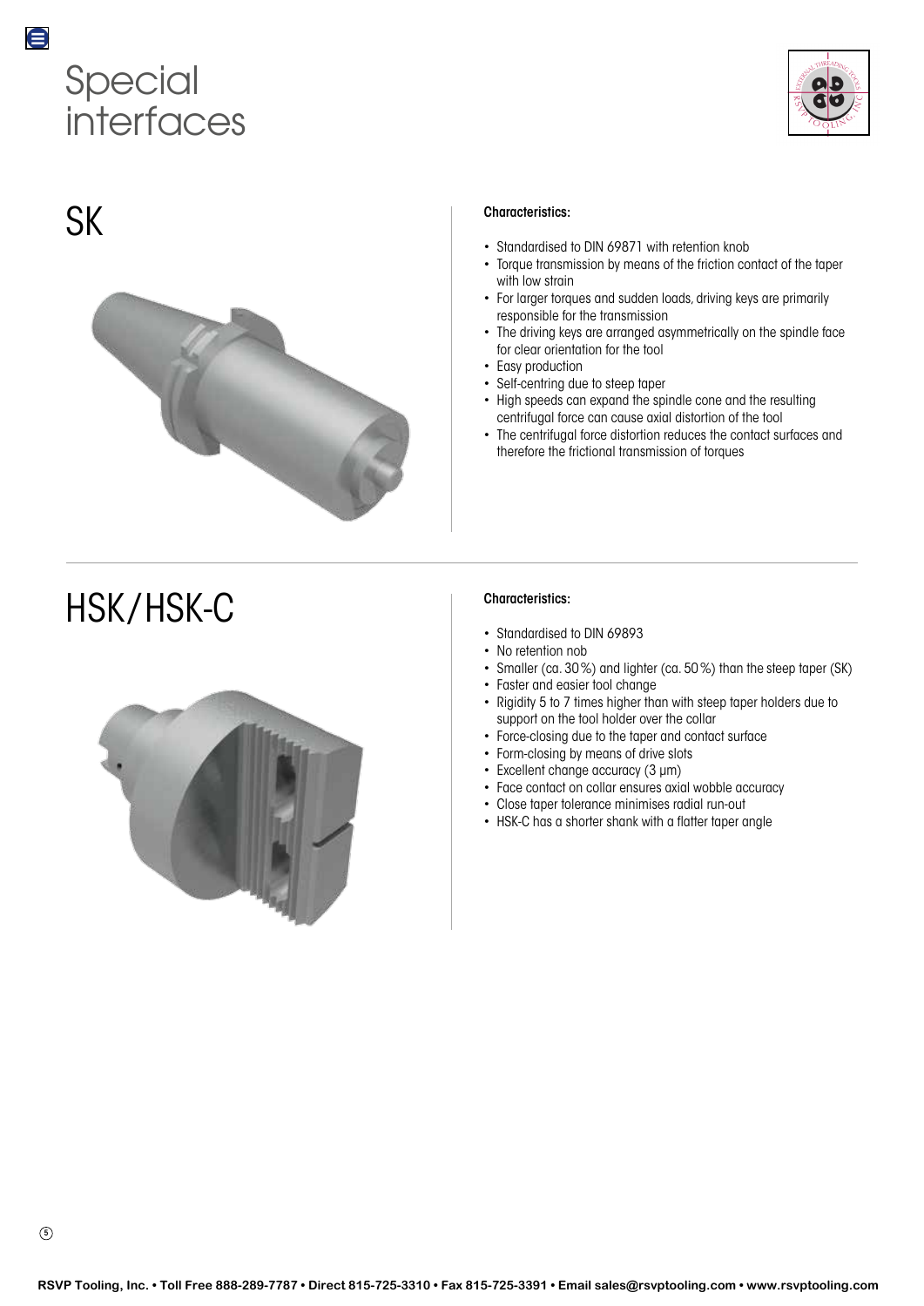# Special interfaces

## SK

**Characteristics:**

- Standardised to DIN 69871 with retention knob
- Torque transmission by means of the friction contact of the taper with low strain
- For larger torques and sudden loads, driving keys are primarily responsible for the transmission
- The driving keys are arranged asymmetrically on the spindle face for clear orientation for the tool
- Easy production
- Self-centring due to steep taper
- High speeds can expand the spindle cone and the resulting centrifugal force can cause axial distortion of the tool
- The centrifugal force distortion reduces the contact surfaces and therefore the frictional transmission of torques

## HSK/HSK-C

**Characteristics:**

- Standardised to DIN 69893
- No retention nob
- Smaller (ca. 30 %) and lighter (ca. 50 %) than the steep taper (SK)
- Faster and easier tool change
- Rigidity 5 to 7 times higher than with steep taper holders due to support on the tool holder over the collar
- Force-closing due to the taper and contact surface
- Form-closing by means of drive slots
- Excellent change accuracy (3 µm)
- Face contact on collar ensures axial wobble accuracy
- Close taper tolerance minimises radial run-out
- HSK-C has a shorter shank with a flatter taper angle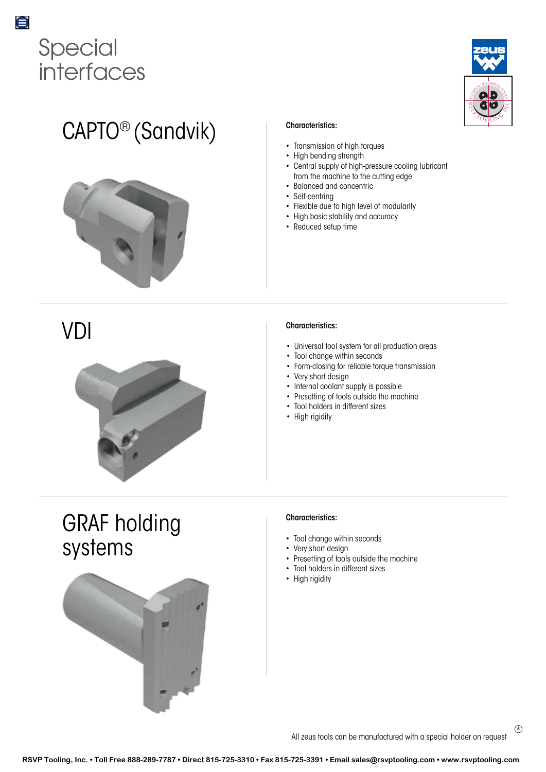# Special interfaces

## CAPTO® (Sandvik)

**Characteristics:**

- Transmission of high torques
- High bending strength
- Central supply of high-pressure cooling lubricant from the machine to the cutting edge
- Balanced and concentric
- Self-centring
- Flexible due to high level of modularity
- High basic stability and accuracy
- Reduced setup time

## VDI

**Characteristics:**

- Universal tool system for all production areas
- Tool change within seconds
- Form-closing for reliable torque transmission
- Very short design
- Internal coolant supply is possible
- Presetting of tools outside the machine
- Tool holders in different sizes
- High rigidity

## GRAF holding systems

**Characteristics:**

- Tool change within seconds
- Very short design
- Presetting of tools outside the machine
- Tool holders in different sizes
- High rigidity

All zeus tools can be manufactured with a special holder on request

RSVP Tooling, Inc. • Toll Free 888-289-7787 • Direct 815-725-3310 • Fax 815-725-3391 • Email sales@rsvptooling.com • www.rsvptooling.com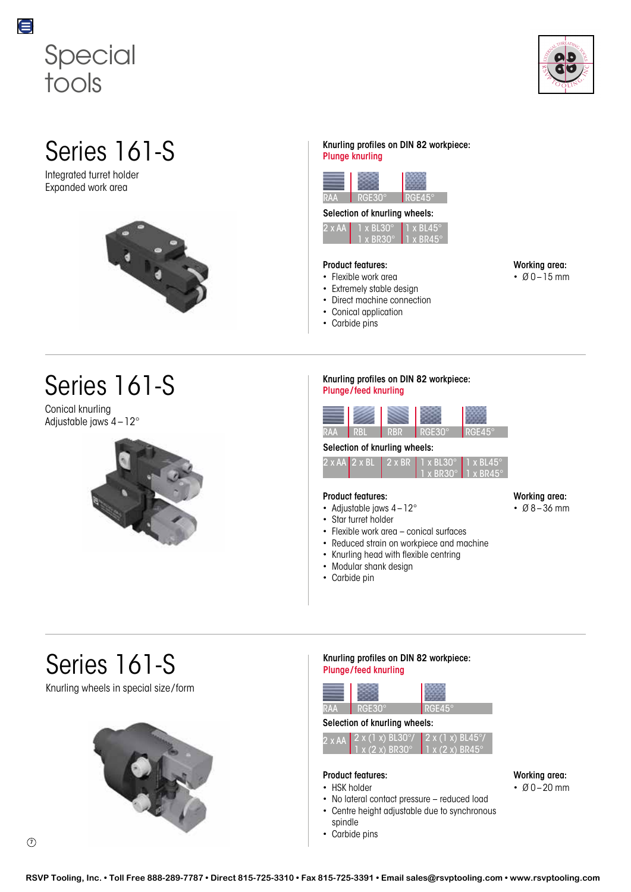# Special tools

## Series 161-S

Integrated turret holder
Expanded work area

**Knurling profiles on DIN 82 workpiece:**
**Plunge knurling**

| RAA | RGE30° | RGE45° |
|---|---|---|

**Selection of knurling wheels:**

| 2 x AA | 1 x BL30° 1 x BR30° | 1 x BL45° 1 x BR45° |
|---|---|---|

**Product features:**

- Flexible work area
- Extremely stable design
- Direct machine connection
- Conical application
- Carbide pins

**Working area:**

- Ø 0 – 15 mm

## Series 161-S

Conical knurling
Adjustable jaws 4 – 12°

**Knurling profiles on DIN 82 workpiece:**
**Plunge/feed knurling**

| RAA | RBL | RBR | RGE30° | RGE45° |
|---|---|---|---|---|

**Selection of knurling wheels:**

| 2 x AA | 2 x BL | 2 x BR | 1 x BL30° 1 x BR30° | 1 x BL45° 1 x BR45° |
|---|---|---|---|---|

**Product features:**

- Adjustable jaws 4 – 12°
- Star turret holder
- Flexible work area – conical surfaces
- Reduced strain on workpiece and machine
- Knurling head with flexible centring
- Modular shank design
- Carbide pin

**Working area:**

- Ø 8 – 36 mm

## Series 161-S

Knurling wheels in special size/form

**Knurling profiles on DIN 82 workpiece:**
**Plunge/feed knurling**

| RAA | RGE30° | RGE45° |
|---|---|---|

**Selection of knurling wheels:**

| 2 x AA | 2 x (1 x) BL30°/ 1 x (2 x) BR30° | 2 x (1 x) BL45°/ 1 x (2 x) BR45° |
|---|---|---|

**Product features:**

- HSK holder
- No lateral contact pressure – reduced load
- Centre height adjustable due to synchronous spindle
- Carbide pins

**Working area:**

- Ø 0 – 20 mm

RSVP Tooling, Inc. • Toll Free 888-289-7787 • Direct 815-725-3310 • Fax 815-725-3391 • Email sales@rsvptooling.com • www.rsvptooling.com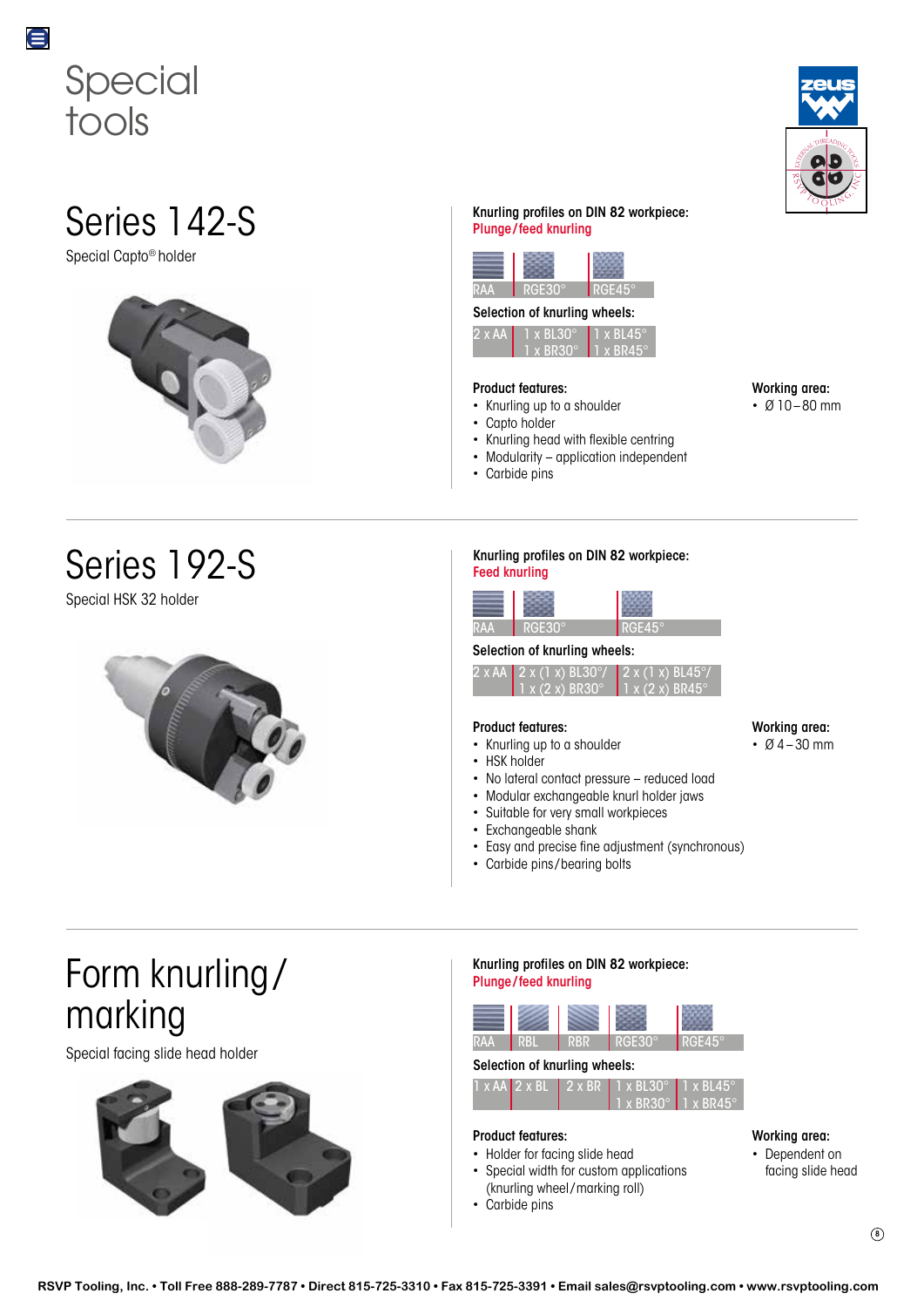# Special tools

## Series 142-S

Special Capto® holder

**Knurling profiles on DIN 82 workpiece:**
Plunge/feed knurling

| RAA | RGE30° | RGE45° |
|---|---|---|

**Selection of knurling wheels:**

| 2 x AA | 1 x BL30° 1 x BR30° | 1 x BL45° 1 x BR45° |
|---|---|---|

**Product features:**
- Knurling up to a shoulder
- Capto holder
- Knurling head with flexible centring
- Modularity – application independent
- Carbide pins

**Working area:**
- Ø 10 – 80 mm

## Series 192-S

Special HSK 32 holder

**Knurling profiles on DIN 82 workpiece:**
Feed knurling

| RAA | RGE30° | RGE45° |
|---|---|---|

**Selection of knurling wheels:**

| 2 x AA | 2 x (1 x) BL30°/ 1 x (2 x) BR30° | 2 x (1 x) BL45°/ 1 x (2 x) BR45° |
|---|---|---|

**Product features:**
- Knurling up to a shoulder
- HSK holder
- No lateral contact pressure – reduced load
- Modular exchangeable knurl holder jaws
- Suitable for very small workpieces
- Exchangeable shank
- Easy and precise fine adjustment (synchronous)
- Carbide pins/bearing bolts

**Working area:**
- Ø 4 – 30 mm

## Form knurling/marking

Special facing slide head holder

**Knurling profiles on DIN 82 workpiece:**
Plunge/feed knurling

| RAA | RBL | RBR | RGE30° | RGE45° |
|---|---|---|---|---|

**Selection of knurling wheels:**

| 1 x AA | 2 x BL | 2 x BR | 1 x BL30° 1 x BR30° | 1 x BL45° 1 x BR45° |
|---|---|---|---|---|

**Product features:**
- Holder for facing slide head
- Special width for custom applications (knurling wheel/marking roll)
- Carbide pins

**Working area:**
- Dependent on facing slide head

RSVP Tooling, Inc. • Toll Free 888-289-7787 • Direct 815-725-3310 • Fax 815-725-3391 • Email sales@rsvptooling.com • www.rsvptooling.com